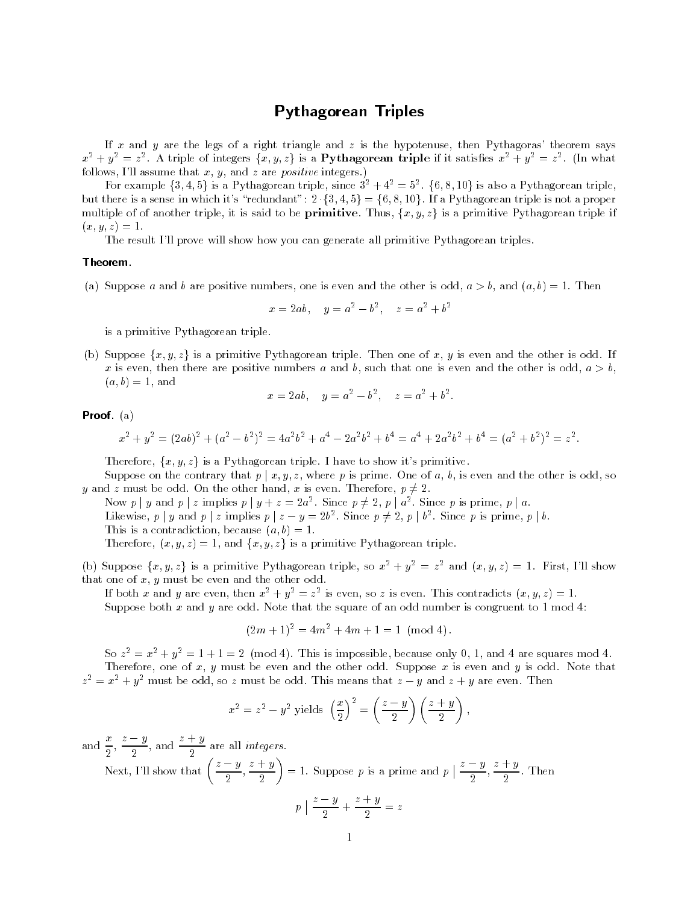# Pythagorean Triples

If $x$ and $y$ are the legs of a right triangle and $z$ is the hypotenuse, then Pythagoras' theorem says $x^2 + y^2 = z^2$. A triple of integers $\{x, y, z\}$ is a **Pythagorean triple** if it satisfies $x^2 + y^2 = z^2$. (In what follows, I'll assume that $x$, $y$, and $z$ are *positive* integers.)

For example $\{3, 4, 5\}$ is a Pythagorean triple, since $3^2 + 4^2 = 5^2$. $\{6, 8, 10\}$ is also a Pythagorean triple, but there is a sense in which it's "redundant": $2 \cdot \{3, 4, 5\} = \{6, 8, 10\}$. If a Pythagorean triple is not a proper multiple of of another triple, it is said to be **primitive**. Thus, $\{x, y, z\}$ is a primitive Pythagorean triple if $(x, y, z) = 1$.

The result I'll prove will show how you can generate all primitive Pythagorean triples.

**Theorem.**

(a) Suppose $a$ and $b$ are positive numbers, one is even and the other is odd, $a > b$, and $(a, b) = 1$. Then

$$x = 2ab, \quad y = a^2 - b^2, \quad z = a^2 + b^2$$

is a primitive Pythagorean triple.

(b) Suppose $\{x, y, z\}$ is a primitive Pythagorean triple. Then one of $x$, $y$ is even and the other is odd. If $x$ is even, then there are positive numbers $a$ and $b$, such that one is even and the other is odd, $a > b$, $(a, b) = 1$, and

$$x = 2ab, \quad y = a^2 - b^2, \quad z = a^2 + b^2.$$

**Proof.** (a)

$$x^2 + y^2 = (2ab)^2 + (a^2 - b^2)^2 = 4a^2b^2 + a^4 - 2a^2b^2 + b^4 = a^4 + 2a^2b^2 + b^4 = (a^2 + b^2)^2 = z^2.$$

Therefore, $\{x, y, z\}$ is a Pythagorean triple. I have to show it's primitive.

Suppose on the contrary that $p \mid x, y, z$, where $p$ is prime. One of $a$, $b$, is even and the other is odd, so $y$ and $z$ must be odd. On the other hand, $x$ is even. Therefore, $p \neq 2$.

Now $p \mid y$ and $p \mid z$ implies $p \mid y + z = 2a^2$. Since $p \neq 2$, $p \mid a^2$. Since $p$ is prime, $p \mid a$.

Likewise, $p \mid y$ and $p \mid z$ implies $p \mid z - y = 2b^2$. Since $p \neq 2$, $p \mid b^2$. Since $p$ is prime, $p \mid b$.

This is a contradiction, because $(a, b) = 1$.

Therefore, $(x, y, z) = 1$, and $\{x, y, z\}$ is a primitive Pythagorean triple.

(b) Suppose $\{x, y, z\}$ is a primitive Pythagorean triple, so $x^2 + y^2 = z^2$ and $(x, y, z) = 1$. First, I'll show that one of $x$, $y$ must be even and the other odd.

If both $x$ and $y$ are even, then $x^2 + y^2 = z^2$ is even, so $z$ is even. This contradicts $(x, y, z) = 1$.

Suppose both $x$ and $y$ are odd. Note that the square of an odd number is congruent to 1 mod 4:

$$(2m + 1)^2 = 4m^2 + 4m + 1 = 1 \pmod{4}.$$

So $z^2 = x^2 + y^2 = 1 + 1 = 2 \pmod{4}$. This is impossible, because only 0, 1, and 4 are squares mod 4.

Therefore, one of $x$, $y$ must be even and the other odd. Suppose $x$ is even and $y$ is odd. Note that $z^2 = x^2 + y^2$ must be odd, so $z$ must be odd. This means that $z - y$ and $z + y$ are even. Then

$$x^2 = z^2 - y^2 \text{ yields } \left(\frac{x}{2}\right)^2 = \left(\frac{z - y}{2}\right)\left(\frac{z + y}{2}\right),$$

and $\dfrac{x}{2}$, $\dfrac{z - y}{2}$, and $\dfrac{z + y}{2}$ are all *integers*.

Next, I'll show that $\left(\dfrac{z - y}{2}, \dfrac{z + y}{2}\right) = 1$. Suppose $p$ is a prime and $p \mid \dfrac{z - y}{2}, \dfrac{z + y}{2}$. Then

$$p \mid \frac{z - y}{2} + \frac{z + y}{2} = z$$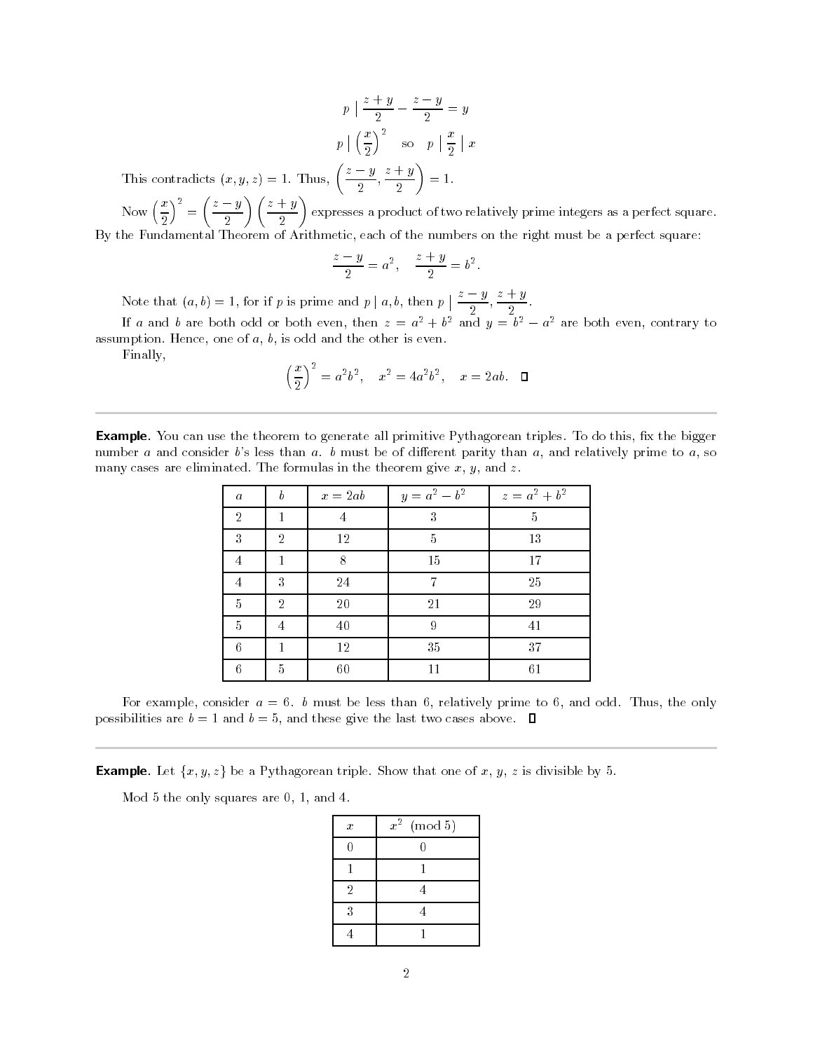$$p \mid \frac{z+y}{2} - \frac{z-y}{2} = y$$

$$p \mid \left(\frac{x}{2}\right)^2 \quad \text{so} \quad p \mid \frac{x}{2} \mid x$$

This contradicts $(x, y, z) = 1$. Thus, $\left(\dfrac{z-y}{2}, \dfrac{z+y}{2}\right) = 1$.

Now $\left(\dfrac{x}{2}\right)^2 = \left(\dfrac{z-y}{2}\right)\left(\dfrac{z+y}{2}\right)$ expresses a product of two relatively prime integers as a perfect square. By the Fundamental Theorem of Arithmetic, each of the numbers on the right must be a perfect square:

$$\frac{z-y}{2} = a^2, \quad \frac{z+y}{2} = b^2.$$

Note that $(a, b) = 1$, for if $p$ is prime and $p \mid a, b$, then $p \mid \dfrac{z-y}{2}, \dfrac{z+y}{2}$.

If $a$ and $b$ are both odd or both even, then $z = a^2 + b^2$ and $y = b^2 - a^2$ are both even, contrary to assumption. Hence, one of $a$, $b$, is odd and the other is even.

Finally,

$$\left(\frac{x}{2}\right)^2 = a^2 b^2, \quad x^2 = 4a^2 b^2, \quad x = 2ab. \quad \square$$

---

**Example.** You can use the theorem to generate all primitive Pythagorean triples. To do this, fix the bigger number $a$ and consider $b$'s less than $a$. $b$ must be of different parity than $a$, and relatively prime to $a$, so many cases are eliminated. The formulas in the theorem give $x$, $y$, and $z$.

| $a$ | $b$ | $x = 2ab$ | $y = a^2 - b^2$ | $z = a^2 + b^2$ |
|---|---|---|---|---|
| 2 | 1 | 4 | 3 | 5 |
| 3 | 2 | 12 | 5 | 13 |
| 4 | 1 | 8 | 15 | 17 |
| 4 | 3 | 24 | 7 | 25 |
| 5 | 2 | 20 | 21 | 29 |
| 5 | 4 | 40 | 9 | 41 |
| 6 | 1 | 12 | 35 | 37 |
| 6 | 5 | 60 | 11 | 61 |

For example, consider $a = 6$. $b$ must be less than 6, relatively prime to 6, and odd. Thus, the only possibilities are $b = 1$ and $b = 5$, and these give the last two cases above. $\square$

---

**Example.** Let $\{x, y, z\}$ be a Pythagorean triple. Show that one of $x$, $y$, $z$ is divisible by 5.

Mod 5 the only squares are 0, 1, and 4.

| $x$ | $x^2 \pmod 5$ |
|---|---|
| 0 | 0 |
| 1 | 1 |
| 2 | 4 |
| 3 | 4 |
| 4 | 1 |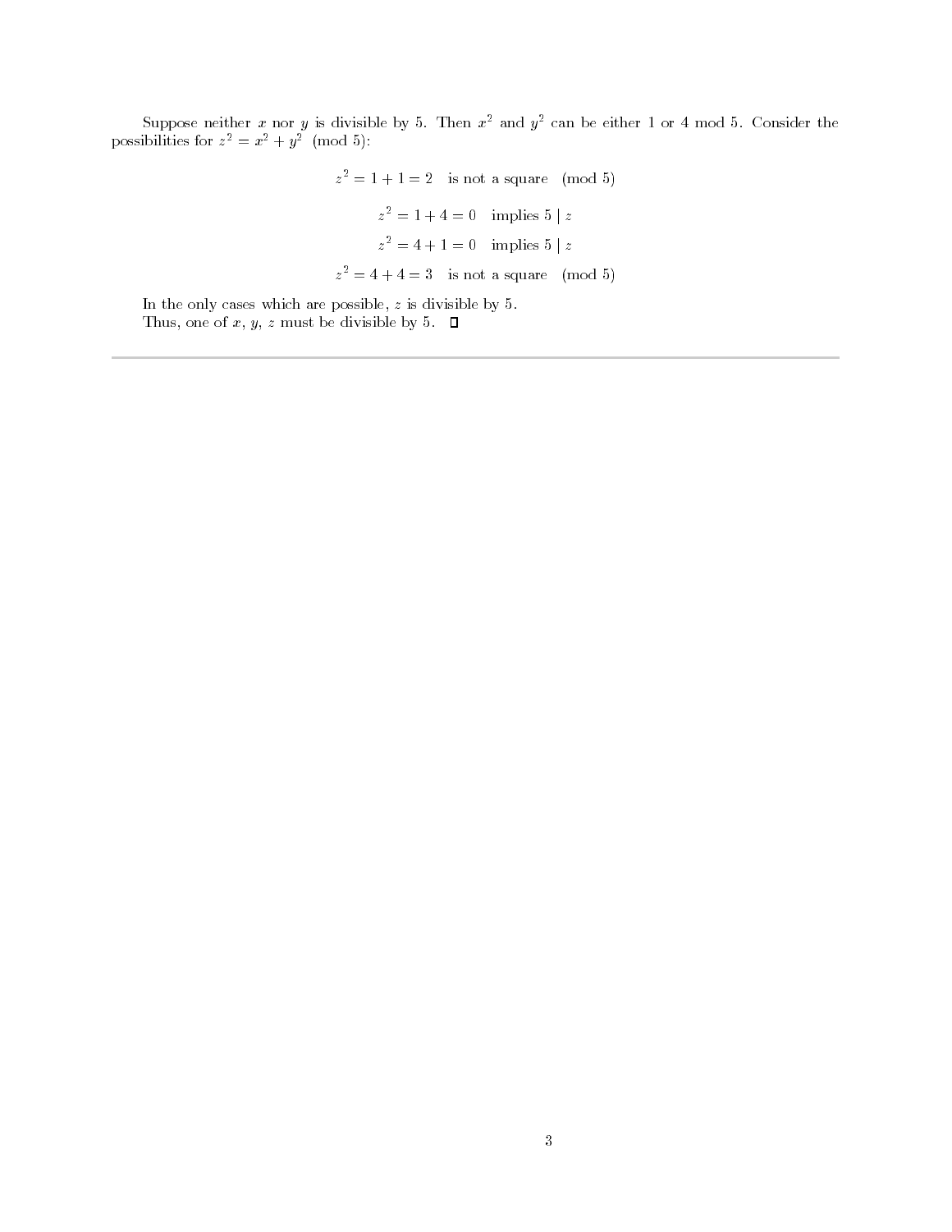Suppose neither $x$ nor $y$ is divisible by 5. Then $x^2$ and $y^2$ can be either 1 or 4 mod 5. Consider the possibilities for $z^2 = x^2 + y^2 \pmod 5$:

$$z^2 = 1 + 1 = 2 \quad \text{is not a square} \pmod 5$$

$$z^2 = 1 + 4 = 0 \quad \text{implies } 5 \mid z$$

$$z^2 = 4 + 1 = 0 \quad \text{implies } 5 \mid z$$

$$z^2 = 4 + 4 = 3 \quad \text{is not a square} \pmod 5$$

In the only cases which are possible, $z$ is divisible by 5.

Thus, one of $x$, $y$, $z$ must be divisible by 5. □

---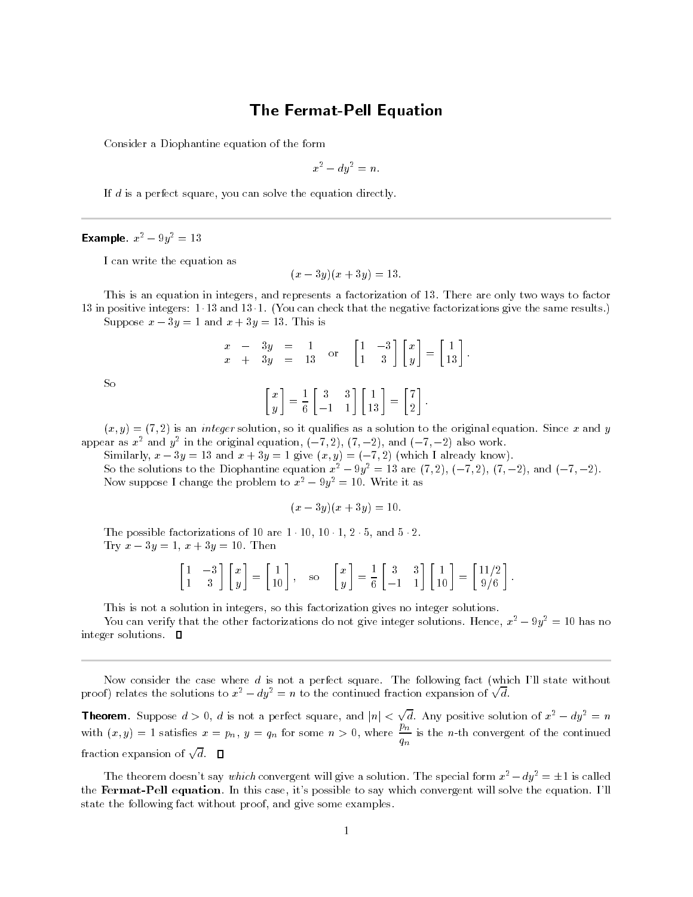# The Fermat-Pell Equation

Consider a Diophantine equation of the form

$$x^2 - dy^2 = n.$$

If $d$ is a perfect square, you can solve the equation directly.

---

**Example.** $x^2 - 9y^2 = 13$

I can write the equation as

$$(x - 3y)(x + 3y) = 13.$$

This is an equation in integers, and represents a factorization of 13. There are only two ways to factor 13 in positive integers: $1 \cdot 13$ and $13 \cdot 1$. (You can check that the negative factorizations give the same results.)

Suppose $x - 3y = 1$ and $x + 3y = 13$. This is

$$\begin{array}{rcrcl} x & - & 3y & = & 1 \\ x & + & 3y & = & 13 \end{array} \quad \text{or} \quad \begin{bmatrix} 1 & -3 \\ 1 & 3 \end{bmatrix} \begin{bmatrix} x \\ y \end{bmatrix} = \begin{bmatrix} 1 \\ 13 \end{bmatrix}.$$

So

$$\begin{bmatrix} x \\ y \end{bmatrix} = \frac{1}{6} \begin{bmatrix} 3 & 3 \\ -1 & 1 \end{bmatrix} \begin{bmatrix} 1 \\ 13 \end{bmatrix} = \begin{bmatrix} 7 \\ 2 \end{bmatrix}.$$

$(x, y) = (7, 2)$ is an *integer* solution, so it qualifies as a solution to the original equation. Since $x$ and $y$ appear as $x^2$ and $y^2$ in the original equation, $(-7, 2)$, $(7, -2)$, and $(-7, -2)$ also work.

Similarly, $x - 3y = 13$ and $x + 3y = 1$ give $(x, y) = (-7, 2)$ (which I already know).

So the solutions to the Diophantine equation $x^2 - 9y^2 = 13$ are $(7, 2)$, $(-7, 2)$, $(7, -2)$, and $(-7, -2)$.

Now suppose I change the problem to $x^2 - 9y^2 = 10$. Write it as

$$(x - 3y)(x + 3y) = 10.$$

The possible factorizations of 10 are $1 \cdot 10$, $10 \cdot 1$, $2 \cdot 5$, and $5 \cdot 2$.

Try $x - 3y = 1$, $x + 3y = 10$. Then

$$\begin{bmatrix} 1 & -3 \\ 1 & 3 \end{bmatrix} \begin{bmatrix} x \\ y \end{bmatrix} = \begin{bmatrix} 1 \\ 10 \end{bmatrix}, \quad \text{so} \quad \begin{bmatrix} x \\ y \end{bmatrix} = \frac{1}{6} \begin{bmatrix} 3 & 3 \\ -1 & 1 \end{bmatrix} \begin{bmatrix} 1 \\ 10 \end{bmatrix} = \begin{bmatrix} 11/2 \\ 9/6 \end{bmatrix}.$$

This is not a solution in integers, so this factorization gives no integer solutions.

You can verify that the other factorizations do not give integer solutions. Hence, $x^2 - 9y^2 = 10$ has no integer solutions. □

---

Now consider the case where $d$ is not a perfect square. The following fact (which I'll state without proof) relates the solutions to $x^2 - dy^2 = n$ to the continued fraction expansion of $\sqrt{d}$.

**Theorem.** Suppose $d > 0$, $d$ is not a perfect square, and $|n| < \sqrt{d}$. Any positive solution of $x^2 - dy^2 = n$ with $(x, y) = 1$ satisfies $x = p_n$, $y = q_n$ for some $n > 0$, where $\dfrac{p_n}{q_n}$ is the $n$-th convergent of the continued fraction expansion of $\sqrt{d}$. □

The theorem doesn't say *which* convergent will give a solution. The special form $x^2 - dy^2 = \pm 1$ is called the **Fermat-Pell equation**. In this case, it's possible to say which convergent will solve the equation. I'll state the following fact without proof, and give some examples.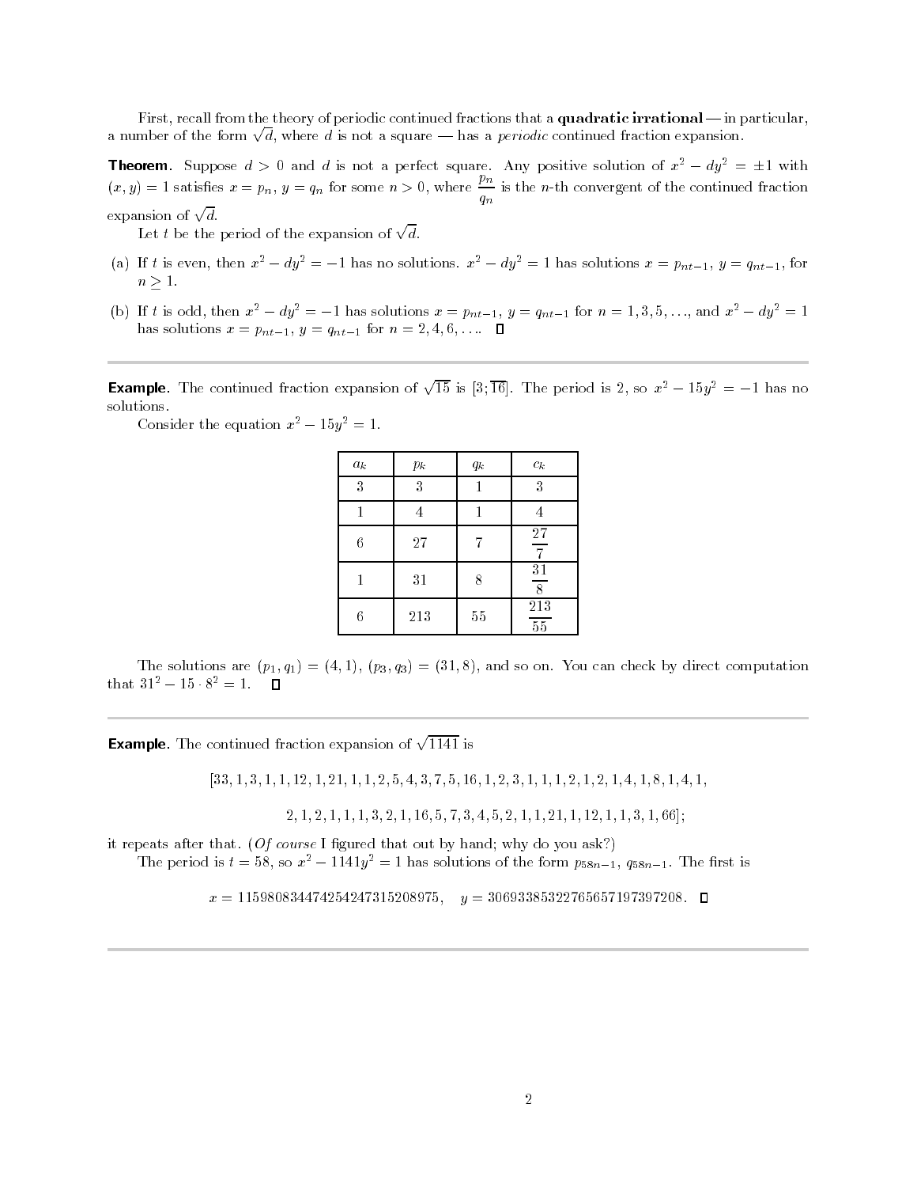First, recall from the theory of periodic continued fractions that a **quadratic irrational** — in particular, a number of the form $\sqrt{d}$, where $d$ is not a square — has a *periodic* continued fraction expansion.

**Theorem.** Suppose $d > 0$ and $d$ is not a perfect square. Any positive solution of $x^2 - dy^2 = \pm 1$ with $(x, y) = 1$ satisfies $x = p_n$, $y = q_n$ for some $n > 0$, where $\dfrac{p_n}{q_n}$ is the $n$-th convergent of the continued fraction expansion of $\sqrt{d}$.

Let $t$ be the period of the expansion of $\sqrt{d}$.

(a) If $t$ is even, then $x^2 - dy^2 = -1$ has no solutions. $x^2 - dy^2 = 1$ has solutions $x = p_{nt-1}$, $y = q_{nt-1}$, for $n \geq 1$.

(b) If $t$ is odd, then $x^2 - dy^2 = -1$ has solutions $x = p_{nt-1}$, $y = q_{nt-1}$ for $n = 1, 3, 5, \ldots$, and $x^2 - dy^2 = 1$ has solutions $x = p_{nt-1}$, $y = q_{nt-1}$ for $n = 2, 4, 6, \ldots$. □

---

**Example.** The continued fraction expansion of $\sqrt{15}$ is $[3; \overline{1, 6}]$. The period is 2, so $x^2 - 15y^2 = -1$ has no solutions.

Consider the equation $x^2 - 15y^2 = 1$.

| $a_k$ | $p_k$ | $q_k$ | $c_k$ |
|---|---|---|---|
| 3 | 3 | 1 | 3 |
| 1 | 4 | 1 | 4 |
| 6 | 27 | 7 | $\dfrac{27}{7}$ |
| 1 | 31 | 8 | $\dfrac{31}{8}$ |
| 6 | 213 | 55 | $\dfrac{213}{55}$ |

The solutions are $(p_1, q_1) = (4, 1)$, $(p_3, q_3) = (31, 8)$, and so on. You can check by direct computation that $31^2 - 15 \cdot 8^2 = 1$. □

---

**Example.** The continued fraction expansion of $\sqrt{1141}$ is

$$[33, 1, 3, 1, 1, 12, 1, 21, 1, 1, 2, 5, 4, 3, 7, 5, 16, 1, 2, 3, 1, 1, 1, 2, 1, 2, 1, 4, 1, 8, 1, 4, 1,$$

$$2, 1, 2, 1, 1, 1, 3, 2, 1, 16, 5, 7, 3, 4, 5, 2, 1, 1, 21, 1, 1, 12, 1, 1, 3, 1, 66];$$

it repeats after that. (*Of course* I figured that out by hand; why do you ask?)

The period is $t = 58$, so $x^2 - 1141y^2 = 1$ has solutions of the form $p_{58n-1}$, $q_{58n-1}$. The first is

$$x = 115980834474254247315208975, \quad y = 30693385322765657197397208. \quad \square$$

---